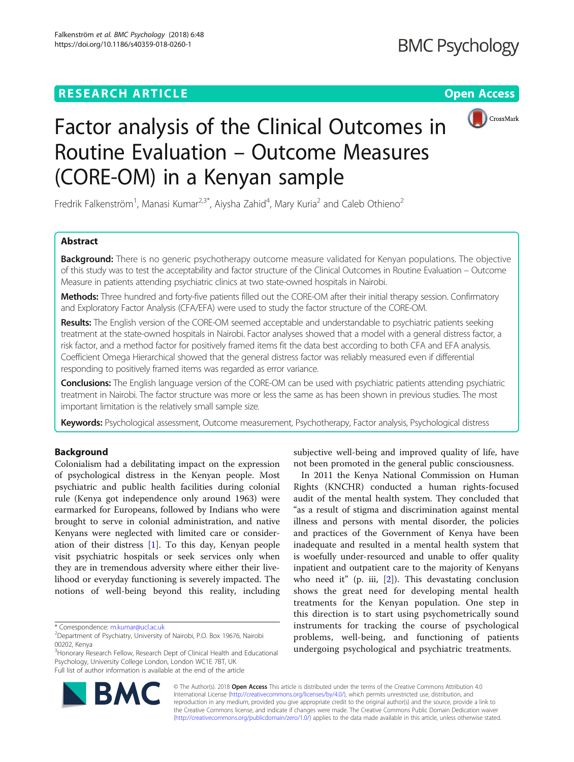RESEARCH ARTICLE

Open Access

# Factor analysis of the Clinical Outcomes in Routine Evaluation – Outcome Measures (CORE-OM) in a Kenyan sample

Fredrik Falkenström[1], Manasi Kumar[2,3*], Aiysha Zahid[4], Mary Kuria[2] and Caleb Othieno[2]

## Abstract

**Background:** There is no generic psychotherapy outcome measure validated for Kenyan populations. The objective of this study was to test the acceptability and factor structure of the Clinical Outcomes in Routine Evaluation – Outcome Measure in patients attending psychiatric clinics at two state-owned hospitals in Nairobi.

**Methods:** Three hundred and forty-five patients filled out the CORE-OM after their initial therapy session. Confirmatory and Exploratory Factor Analysis (CFA/EFA) were used to study the factor structure of the CORE-OM.

**Results:** The English version of the CORE-OM seemed acceptable and understandable to psychiatric patients seeking treatment at the state-owned hospitals in Nairobi. Factor analyses showed that a model with a general distress factor, a risk factor, and a method factor for positively framed items fit the data best according to both CFA and EFA analysis. Coefficient Omega Hierarchical showed that the general distress factor was reliably measured even if differential responding to positively framed items was regarded as error variance.

**Conclusions:** The English language version of the CORE-OM can be used with psychiatric patients attending psychiatric treatment in Nairobi. The factor structure was more or less the same as has been shown in previous studies. The most important limitation is the relatively small sample size.

**Keywords:** Psychological assessment, Outcome measurement, Psychotherapy, Factor analysis, Psychological distress

## Background

Colonialism had a debilitating impact on the expression of psychological distress in the Kenyan people. Most psychiatric and public health facilities during colonial rule (Kenya got independence only around 1963) were earmarked for Europeans, followed by Indians who were brought to serve in colonial administration, and native Kenyans were neglected with limited care or consideration of their distress [1]. To this day, Kenyan people visit psychiatric hospitals or seek services only when they are in tremendous adversity where either their livelihood or everyday functioning is severely impacted. The notions of well-being beyond this reality, including subjective well-being and improved quality of life, have not been promoted in the general public consciousness.

In 2011 the Kenya National Commission on Human Rights (KNCHR) conducted a human rights-focused audit of the mental health system. They concluded that "as a result of stigma and discrimination against mental illness and persons with mental disorder, the policies and practices of the Government of Kenya have been inadequate and resulted in a mental health system that is woefully under-resourced and unable to offer quality inpatient and outpatient care to the majority of Kenyans who need it" (p. iii, [2]). This devastating conclusion shows the great need for developing mental health treatments for the Kenyan population. One step in this direction is to start using psychometrically sound instruments for tracking the course of psychological problems, well-being, and functioning of patients undergoing psychological and psychiatric treatments.

* Correspondence: m.kumar@ucl.ac.uk
[2]Department of Psychiatry, University of Nairobi, P.O. Box 19676, Nairobi 00202, Kenya
[3]Honorary Research Fellow, Research Dept of Clinical Health and Educational Psychology, University College London, London WC1E 7BT, UK
Full list of author information is available at the end of the article

© The Author(s). 2018 **Open Access** This article is distributed under the terms of the Creative Commons Attribution 4.0 International License (http://creativecommons.org/licenses/by/4.0/), which permits unrestricted use, distribution, and reproduction in any medium, provided you give appropriate credit to the original author(s) and the source, provide a link to the Creative Commons license, and indicate if changes were made. The Creative Commons Public Domain Dedication waiver (http://creativecommons.org/publicdomain/zero/1.0/) applies to the data made available in this article, unless otherwise stated.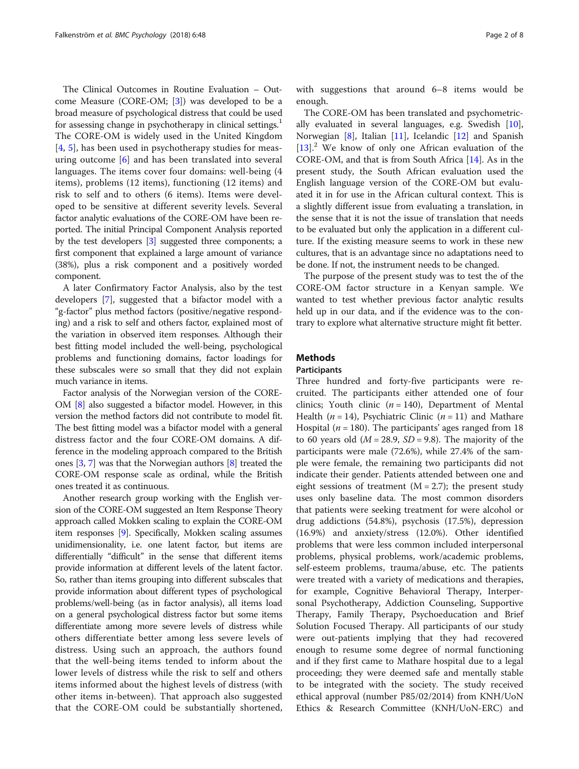The Clinical Outcomes in Routine Evaluation – Outcome Measure (CORE-OM; [3]) was developed to be a broad measure of psychological distress that could be used for assessing change in psychotherapy in clinical settings.[1] The CORE-OM is widely used in the United Kingdom [4, 5], has been used in psychotherapy studies for measuring outcome [6] and has been translated into several languages. The items cover four domains: well-being (4 items), problems (12 items), functioning (12 items) and risk to self and to others (6 items). Items were developed to be sensitive at different severity levels. Several factor analytic evaluations of the CORE-OM have been reported. The initial Principal Component Analysis reported by the test developers [3] suggested three components; a first component that explained a large amount of variance (38%), plus a risk component and a positively worded component.

A later Confirmatory Factor Analysis, also by the test developers [7], suggested that a bifactor model with a "g-factor" plus method factors (positive/negative responding) and a risk to self and others factor, explained most of the variation in observed item responses. Although their best fitting model included the well-being, psychological problems and functioning domains, factor loadings for these subscales were so small that they did not explain much variance in items.

Factor analysis of the Norwegian version of the CORE-OM [8] also suggested a bifactor model. However, in this version the method factors did not contribute to model fit. The best fitting model was a bifactor model with a general distress factor and the four CORE-OM domains. A difference in the modeling approach compared to the British ones [3, 7] was that the Norwegian authors [8] treated the CORE-OM response scale as ordinal, while the British ones treated it as continuous.

Another research group working with the English version of the CORE-OM suggested an Item Response Theory approach called Mokken scaling to explain the CORE-OM item responses [9]. Specifically, Mokken scaling assumes unidimensionality, i.e. one latent factor, but items are differentially "difficult" in the sense that different items provide information at different levels of the latent factor. So, rather than items grouping into different subscales that provide information about different types of psychological problems/well-being (as in factor analysis), all items load on a general psychological distress factor but some items differentiate among more severe levels of distress while others differentiate better among less severe levels of distress. Using such an approach, the authors found that the well-being items tended to inform about the lower levels of distress while the risk to self and others items informed about the highest levels of distress (with other items in-between). That approach also suggested that the CORE-OM could be substantially shortened, with suggestions that around 6–8 items would be enough.

The CORE-OM has been translated and psychometrically evaluated in several languages, e.g. Swedish [10], Norwegian [8], Italian [11], Icelandic [12] and Spanish [13].[2] We know of only one African evaluation of the CORE-OM, and that is from South Africa [14]. As in the present study, the South African evaluation used the English language version of the CORE-OM but evaluated it in for use in the African cultural context. This is a slightly different issue from evaluating a translation, in the sense that it is not the issue of translation that needs to be evaluated but only the application in a different culture. If the existing measure seems to work in these new cultures, that is an advantage since no adaptations need to be done. If not, the instrument needs to be changed.

The purpose of the present study was to test the of the CORE-OM factor structure in a Kenyan sample. We wanted to test whether previous factor analytic results held up in our data, and if the evidence was to the contrary to explore what alternative structure might fit better.

## Methods

### Participants

Three hundred and forty-five participants were recruited. The participants either attended one of four clinics; Youth clinic ($n = 140$), Department of Mental Health ($n = 14$), Psychiatric Clinic ($n = 11$) and Mathare Hospital ($n = 180$). The participants' ages ranged from 18 to 60 years old ($M = 28.9$, $SD = 9.8$). The majority of the participants were male (72.6%), while 27.4% of the sample were female, the remaining two participants did not indicate their gender. Patients attended between one and eight sessions of treatment ($M = 2.7$); the present study uses only baseline data. The most common disorders that patients were seeking treatment for were alcohol or drug addictions (54.8%), psychosis (17.5%), depression (16.9%) and anxiety/stress (12.0%). Other identified problems that were less common included interpersonal problems, physical problems, work/academic problems, self-esteem problems, trauma/abuse, etc. The patients were treated with a variety of medications and therapies, for example, Cognitive Behavioral Therapy, Interpersonal Psychotherapy, Addiction Counseling, Supportive Therapy, Family Therapy, Psychoeducation and Brief Solution Focused Therapy. All participants of our study were out-patients implying that they had recovered enough to resume some degree of normal functioning and if they first came to Mathare hospital due to a legal proceeding; they were deemed safe and mentally stable to be integrated with the society. The study received ethical approval (number P85/02/2014) from KNH/UoN Ethics & Research Committee (KNH/UoN-ERC) and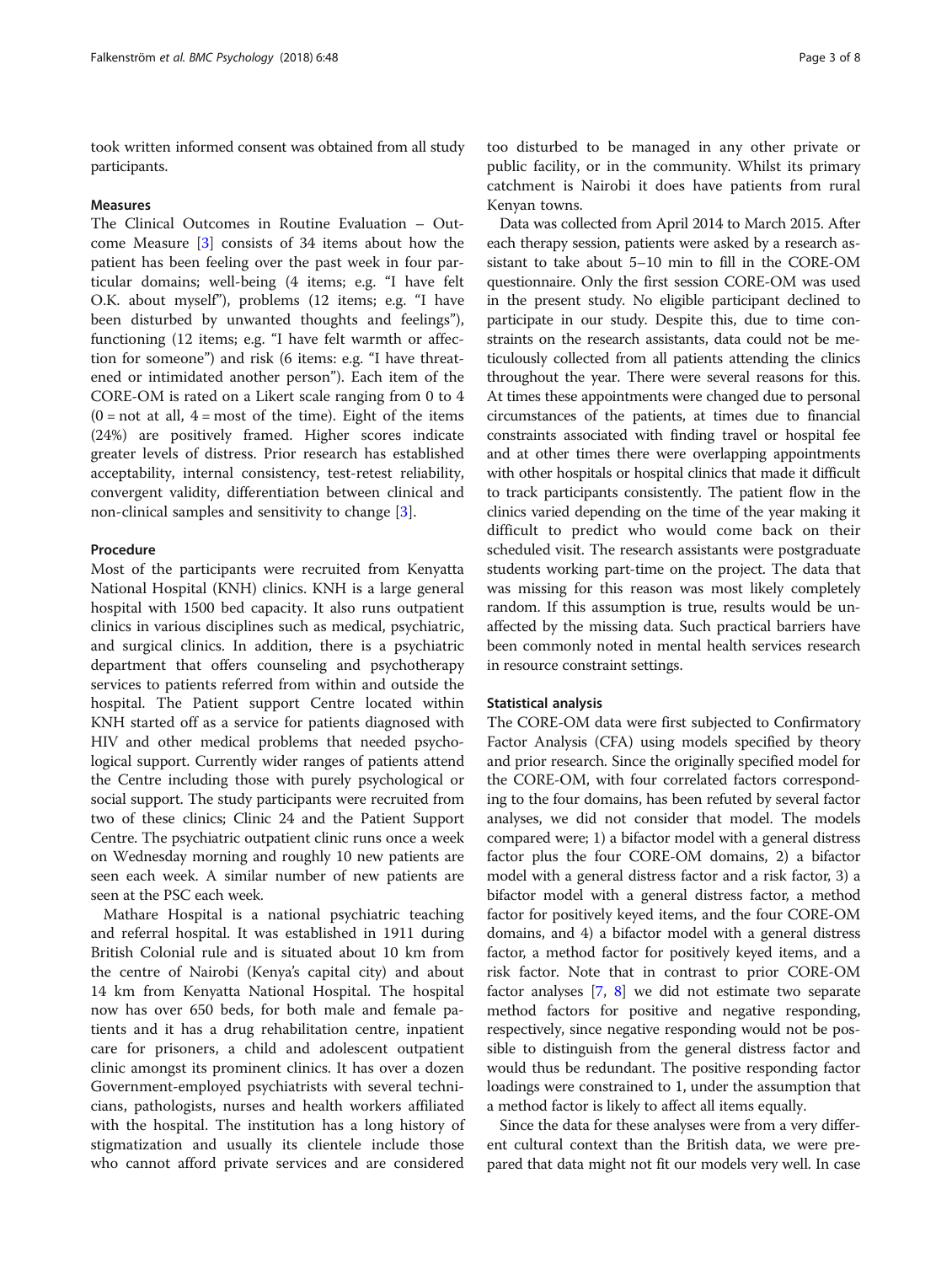took written informed consent was obtained from all study participants.

### Measures

The Clinical Outcomes in Routine Evaluation – Outcome Measure [3] consists of 34 items about how the patient has been feeling over the past week in four particular domains; well-being (4 items; e.g. "I have felt O.K. about myself"), problems (12 items; e.g. "I have been disturbed by unwanted thoughts and feelings"), functioning (12 items; e.g. "I have felt warmth or affection for someone") and risk (6 items: e.g. "I have threatened or intimidated another person"). Each item of the CORE-OM is rated on a Likert scale ranging from 0 to 4 (0 = not at all, 4 = most of the time). Eight of the items (24%) are positively framed. Higher scores indicate greater levels of distress. Prior research has established acceptability, internal consistency, test-retest reliability, convergent validity, differentiation between clinical and non-clinical samples and sensitivity to change [3].

### Procedure

Most of the participants were recruited from Kenyatta National Hospital (KNH) clinics. KNH is a large general hospital with 1500 bed capacity. It also runs outpatient clinics in various disciplines such as medical, psychiatric, and surgical clinics. In addition, there is a psychiatric department that offers counseling and psychotherapy services to patients referred from within and outside the hospital. The Patient support Centre located within KNH started off as a service for patients diagnosed with HIV and other medical problems that needed psychological support. Currently wider ranges of patients attend the Centre including those with purely psychological or social support. The study participants were recruited from two of these clinics; Clinic 24 and the Patient Support Centre. The psychiatric outpatient clinic runs once a week on Wednesday morning and roughly 10 new patients are seen each week. A similar number of new patients are seen at the PSC each week.

Mathare Hospital is a national psychiatric teaching and referral hospital. It was established in 1911 during British Colonial rule and is situated about 10 km from the centre of Nairobi (Kenya's capital city) and about 14 km from Kenyatta National Hospital. The hospital now has over 650 beds, for both male and female patients and it has a drug rehabilitation centre, inpatient care for prisoners, a child and adolescent outpatient clinic amongst its prominent clinics. It has over a dozen Government-employed psychiatrists with several technicians, pathologists, nurses and health workers affiliated with the hospital. The institution has a long history of stigmatization and usually its clientele include those who cannot afford private services and are considered too disturbed to be managed in any other private or public facility, or in the community. Whilst its primary catchment is Nairobi it does have patients from rural Kenyan towns.

Data was collected from April 2014 to March 2015. After each therapy session, patients were asked by a research assistant to take about 5–10 min to fill in the CORE-OM questionnaire. Only the first session CORE-OM was used in the present study. No eligible participant declined to participate in our study. Despite this, due to time constraints on the research assistants, data could not be meticulously collected from all patients attending the clinics throughout the year. There were several reasons for this. At times these appointments were changed due to personal circumstances of the patients, at times due to financial constraints associated with finding travel or hospital fee and at other times there were overlapping appointments with other hospitals or hospital clinics that made it difficult to track participants consistently. The patient flow in the clinics varied depending on the time of the year making it difficult to predict who would come back on their scheduled visit. The research assistants were postgraduate students working part-time on the project. The data that was missing for this reason was most likely completely random. If this assumption is true, results would be unaffected by the missing data. Such practical barriers have been commonly noted in mental health services research in resource constraint settings.

### Statistical analysis

The CORE-OM data were first subjected to Confirmatory Factor Analysis (CFA) using models specified by theory and prior research. Since the originally specified model for the CORE-OM, with four correlated factors corresponding to the four domains, has been refuted by several factor analyses, we did not consider that model. The models compared were; 1) a bifactor model with a general distress factor plus the four CORE-OM domains, 2) a bifactor model with a general distress factor and a risk factor, 3) a bifactor model with a general distress factor, a method factor for positively keyed items, and the four CORE-OM domains, and 4) a bifactor model with a general distress factor, a method factor for positively keyed items, and a risk factor. Note that in contrast to prior CORE-OM factor analyses [7, 8] we did not estimate two separate method factors for positive and negative responding, respectively, since negative responding would not be possible to distinguish from the general distress factor and would thus be redundant. The positive responding factor loadings were constrained to 1, under the assumption that a method factor is likely to affect all items equally.

Since the data for these analyses were from a very different cultural context than the British data, we were prepared that data might not fit our models very well. In case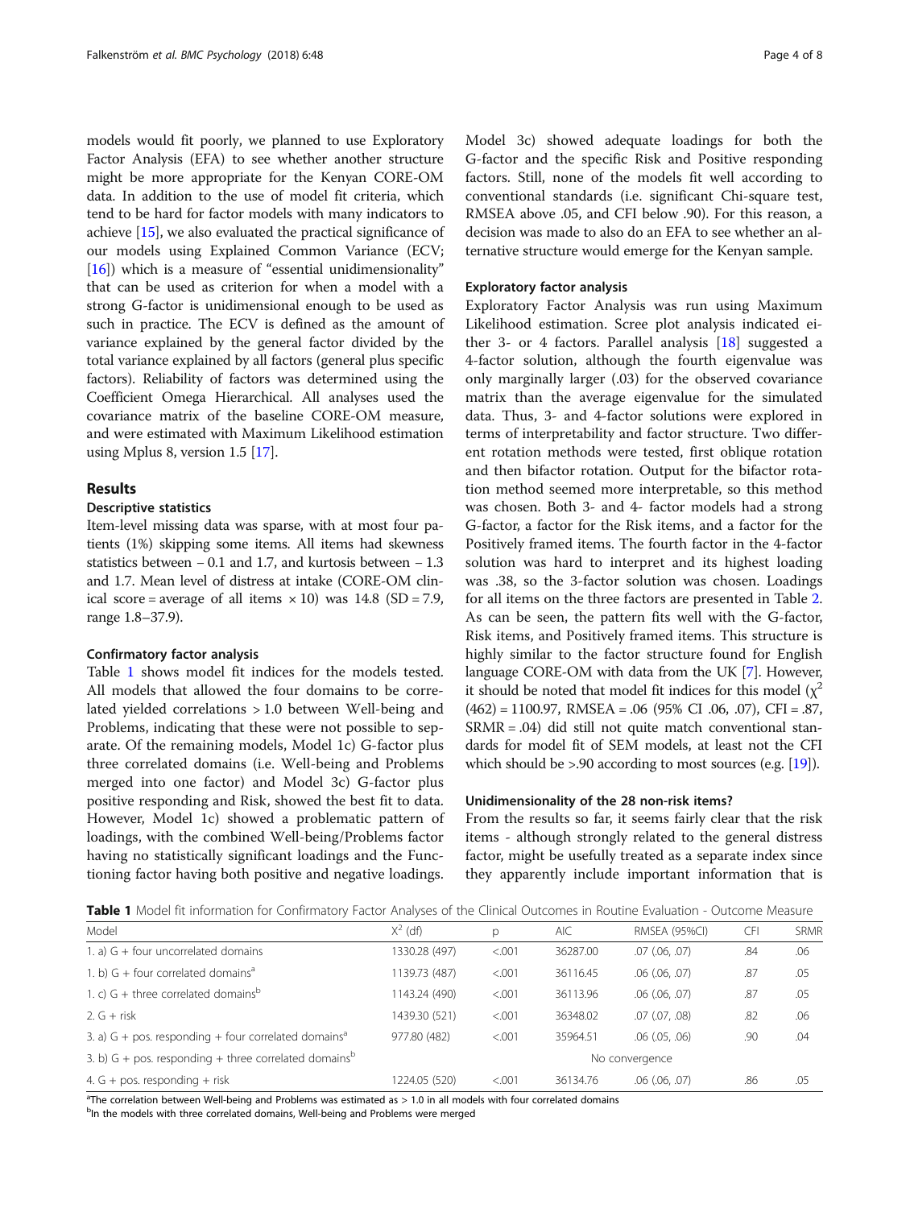models would fit poorly, we planned to use Exploratory Factor Analysis (EFA) to see whether another structure might be more appropriate for the Kenyan CORE-OM data. In addition to the use of model fit criteria, which tend to be hard for factor models with many indicators to achieve [15], we also evaluated the practical significance of our models using Explained Common Variance (ECV; [16]) which is a measure of "essential unidimensionality" that can be used as criterion for when a model with a strong G-factor is unidimensional enough to be used as such in practice. The ECV is defined as the amount of variance explained by the general factor divided by the total variance explained by all factors (general plus specific factors). Reliability of factors was determined using the Coefficient Omega Hierarchical. All analyses used the covariance matrix of the baseline CORE-OM measure, and were estimated with Maximum Likelihood estimation using Mplus 8, version 1.5 [17].

## Results

### Descriptive statistics

Item-level missing data was sparse, with at most four patients (1%) skipping some items. All items had skewness statistics between − 0.1 and 1.7, and kurtosis between − 1.3 and 1.7. Mean level of distress at intake (CORE-OM clinical score = average of all items × 10) was 14.8 (SD = 7.9, range 1.8–37.9).

### Confirmatory factor analysis

Table 1 shows model fit indices for the models tested. All models that allowed the four domains to be correlated yielded correlations > 1.0 between Well-being and Problems, indicating that these were not possible to separate. Of the remaining models, Model 1c) G-factor plus three correlated domains (i.e. Well-being and Problems merged into one factor) and Model 3c) G-factor plus positive responding and Risk, showed the best fit to data. However, Model 1c) showed a problematic pattern of loadings, with the combined Well-being/Problems factor having no statistically significant loadings and the Functioning factor having both positive and negative loadings. Model 3c) showed adequate loadings for both the G-factor and the specific Risk and Positive responding factors. Still, none of the models fit well according to conventional standards (i.e. significant Chi-square test, RMSEA above .05, and CFI below .90). For this reason, a decision was made to also do an EFA to see whether an alternative structure would emerge for the Kenyan sample.

### Exploratory factor analysis

Exploratory Factor Analysis was run using Maximum Likelihood estimation. Scree plot analysis indicated either 3- or 4 factors. Parallel analysis [18] suggested a 4-factor solution, although the fourth eigenvalue was only marginally larger (.03) for the observed covariance matrix than the average eigenvalue for the simulated data. Thus, 3- and 4-factor solutions were explored in terms of interpretability and factor structure. Two different rotation methods were tested, first oblique rotation and then bifactor rotation. Output for the bifactor rotation method seemed more interpretable, so this method was chosen. Both 3- and 4- factor models had a strong G-factor, a factor for the Risk items, and a factor for the Positively framed items. The fourth factor in the 4-factor solution was hard to interpret and its highest loading was .38, so the 3-factor solution was chosen. Loadings for all items on the three factors are presented in Table 2. As can be seen, the pattern fits well with the G-factor, Risk items, and Positively framed items. This structure is highly similar to the factor structure found for English language CORE-OM with data from the UK [7]. However, it should be noted that model fit indices for this model ($\chi^2$ (462) = 1100.97, RMSEA = .06 (95% CI .06, .07), CFI = .87, SRMR = .04) did still not quite match conventional standards for model fit of SEM models, at least not the CFI which should be >.90 according to most sources (e.g. [19]).

### Unidimensionality of the 28 non-risk items?

From the results so far, it seems fairly clear that the risk items - although strongly related to the general distress factor, might be usefully treated as a separate index since they apparently include important information that is

**Table 1** Model fit information for Confirmatory Factor Analyses of the Clinical Outcomes in Routine Evaluation - Outcome Measure

| Model | $X^2$ (df) | p | AIC | RMSEA (95%CI) | CFI | SRMR |
|---|---|---|---|---|---|---|
| 1. a) G + four uncorrelated domains | 1330.28 (497) | <.001 | 36287.00 | .07 (.06, .07) | .84 | .06 |
| 1. b) G + four correlated domains[a] | 1139.73 (487) | <.001 | 36116.45 | .06 (.06, .07) | .87 | .05 |
| 1. c) G + three correlated domains[b] | 1143.24 (490) | <.001 | 36113.96 | .06 (.06, .07) | .87 | .05 |
| 2. G + risk | 1439.30 (521) | <.001 | 36348.02 | .07 (.07, .08) | .82 | .06 |
| 3. a) G + pos. responding + four correlated domains[a] | 977.80 (482) | <.001 | 35964.51 | .06 (.05, .06) | .90 | .04 |
| 3. b) G + pos. responding + three correlated domains[b] | | | No convergence | | | |
| 4. G + pos. responding + risk | 1224.05 (520) | <.001 | 36134.76 | .06 (.06, .07) | .86 | .05 |

[a]The correlation between Well-being and Problems was estimated as > 1.0 in all models with four correlated domains
[b]In the models with three correlated domains, Well-being and Problems were merged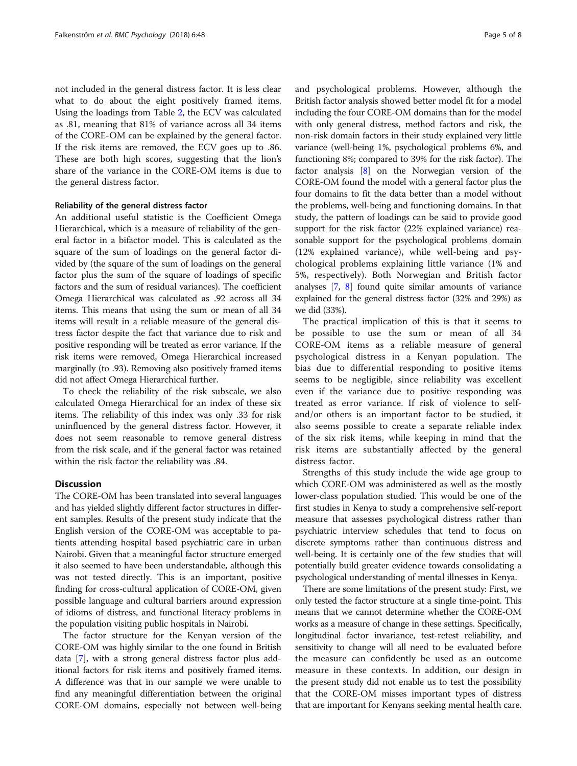not included in the general distress factor. It is less clear what to do about the eight positively framed items. Using the loadings from Table 2, the ECV was calculated as .81, meaning that 81% of variance across all 34 items of the CORE-OM can be explained by the general factor. If the risk items are removed, the ECV goes up to .86. These are both high scores, suggesting that the lion's share of the variance in the CORE-OM items is due to the general distress factor.

#### Reliability of the general distress factor

An additional useful statistic is the Coefficient Omega Hierarchical, which is a measure of reliability of the general factor in a bifactor model. This is calculated as the square of the sum of loadings on the general factor divided by (the square of the sum of loadings on the general factor plus the sum of the square of loadings of specific factors and the sum of residual variances). The coefficient Omega Hierarchical was calculated as .92 across all 34 items. This means that using the sum or mean of all 34 items will result in a reliable measure of the general distress factor despite the fact that variance due to risk and positive responding will be treated as error variance. If the risk items were removed, Omega Hierarchical increased marginally (to .93). Removing also positively framed items did not affect Omega Hierarchical further.

To check the reliability of the risk subscale, we also calculated Omega Hierarchical for an index of these six items. The reliability of this index was only .33 for risk uninfluenced by the general distress factor. However, it does not seem reasonable to remove general distress from the risk scale, and if the general factor was retained within the risk factor the reliability was .84.

## Discussion

The CORE-OM has been translated into several languages and has yielded slightly different factor structures in different samples. Results of the present study indicate that the English version of the CORE-OM was acceptable to patients attending hospital based psychiatric care in urban Nairobi. Given that a meaningful factor structure emerged it also seemed to have been understandable, although this was not tested directly. This is an important, positive finding for cross-cultural application of CORE-OM, given possible language and cultural barriers around expression of idioms of distress, and functional literacy problems in the population visiting public hospitals in Nairobi.

The factor structure for the Kenyan version of the CORE-OM was highly similar to the one found in British data [7], with a strong general distress factor plus additional factors for risk items and positively framed items. A difference was that in our sample we were unable to find any meaningful differentiation between the original CORE-OM domains, especially not between well-being and psychological problems. However, although the British factor analysis showed better model fit for a model including the four CORE-OM domains than for the model with only general distress, method factors and risk, the non-risk domain factors in their study explained very little variance (well-being 1%, psychological problems 6%, and functioning 8%; compared to 39% for the risk factor). The factor analysis [8] on the Norwegian version of the CORE-OM found the model with a general factor plus the four domains to fit the data better than a model without the problems, well-being and functioning domains. In that study, the pattern of loadings can be said to provide good support for the risk factor (22% explained variance) reasonable support for the psychological problems domain (12% explained variance), while well-being and psychological problems explaining little variance (1% and 5%, respectively). Both Norwegian and British factor analyses [7, 8] found quite similar amounts of variance explained for the general distress factor (32% and 29%) as we did (33%).

The practical implication of this is that it seems to be possible to use the sum or mean of all 34 CORE-OM items as a reliable measure of general psychological distress in a Kenyan population. The bias due to differential responding to positive items seems to be negligible, since reliability was excellent even if the variance due to positive responding was treated as error variance. If risk of violence to self-and/or others is an important factor to be studied, it also seems possible to create a separate reliable index of the six risk items, while keeping in mind that the risk items are substantially affected by the general distress factor.

Strengths of this study include the wide age group to which CORE-OM was administered as well as the mostly lower-class population studied. This would be one of the first studies in Kenya to study a comprehensive self-report measure that assesses psychological distress rather than psychiatric interview schedules that tend to focus on discrete symptoms rather than continuous distress and well-being. It is certainly one of the few studies that will potentially build greater evidence towards consolidating a psychological understanding of mental illnesses in Kenya.

There are some limitations of the present study: First, we only tested the factor structure at a single time-point. This means that we cannot determine whether the CORE-OM works as a measure of change in these settings. Specifically, longitudinal factor invariance, test-retest reliability, and sensitivity to change will all need to be evaluated before the measure can confidently be used as an outcome measure in these contexts. In addition, our design in the present study did not enable us to test the possibility that the CORE-OM misses important types of distress that are important for Kenyans seeking mental health care.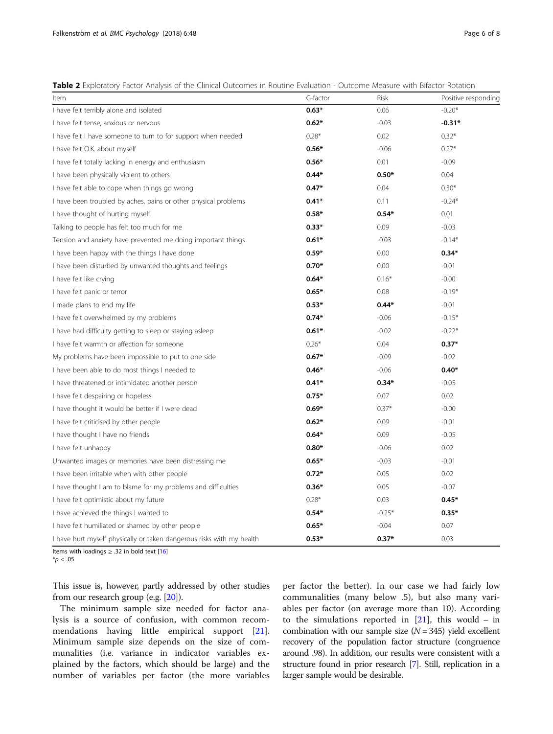**Table 2** Exploratory Factor Analysis of the Clinical Outcomes in Routine Evaluation - Outcome Measure with Bifactor Rotation

| Item | G-factor | Risk | Positive responding |
|---|---|---|---|
| I have felt terribly alone and isolated | **0.63*** | 0.06 | -0.20* |
| I have felt tense, anxious or nervous | **0.62*** | -0.03 | **-0.31*** |
| I have felt I have someone to turn to for support when needed | 0.28* | 0.02 | 0.32* |
| I have felt O.K. about myself | **0.56*** | -0.06 | 0.27* |
| I have felt totally lacking in energy and enthusiasm | **0.56*** | 0.01 | -0.09 |
| I have been physically violent to others | **0.44*** | **0.50*** | 0.04 |
| I have felt able to cope when things go wrong | **0.47*** | 0.04 | 0.30* |
| I have been troubled by aches, pains or other physical problems | **0.41*** | 0.11 | -0.24* |
| I have thought of hurting myself | **0.58*** | **0.54*** | 0.01 |
| Talking to people has felt too much for me | **0.33*** | 0.09 | -0.03 |
| Tension and anxiety have prevented me doing important things | **0.61*** | -0.03 | -0.14* |
| I have been happy with the things I have done | **0.59*** | 0.00 | **0.34*** |
| I have been disturbed by unwanted thoughts and feelings | **0.70*** | 0.00 | -0.01 |
| I have felt like crying | **0.64*** | 0.16* | -0.00 |
| I have felt panic or terror | **0.65*** | 0.08 | -0.19* |
| I made plans to end my life | **0.53*** | **0.44*** | -0.01 |
| I have felt overwhelmed by my problems | **0.74*** | -0.06 | -0.15* |
| I have had difficulty getting to sleep or staying asleep | **0.61*** | -0.02 | -0.22* |
| I have felt warmth or affection for someone | 0.26* | 0.04 | **0.37*** |
| My problems have been impossible to put to one side | **0.67*** | -0.09 | -0.02 |
| I have been able to do most things I needed to | **0.46*** | -0.06 | **0.40*** |
| I have threatened or intimidated another person | **0.41*** | **0.34*** | -0.05 |
| I have felt despairing or hopeless | **0.75*** | 0.07 | 0.02 |
| I have thought it would be better if I were dead | **0.69*** | 0.37* | -0.00 |
| I have felt criticised by other people | **0.62*** | 0.09 | -0.01 |
| I have thought I have no friends | **0.64*** | 0.09 | -0.05 |
| I have felt unhappy | **0.80*** | -0.06 | 0.02 |
| Unwanted images or memories have been distressing me | **0.65*** | -0.03 | -0.01 |
| I have been irritable when with other people | **0.72*** | 0.05 | 0.02 |
| I have thought I am to blame for my problems and difficulties | **0.36*** | 0.05 | -0.07 |
| I have felt optimistic about my future | 0.28* | 0.03 | **0.45*** |
| I have achieved the things I wanted to | **0.54*** | -0.25* | **0.35*** |
| I have felt humiliated or shamed by other people | **0.65*** | -0.04 | 0.07 |
| I have hurt myself physically or taken dangerous risks with my health | **0.53*** | **0.37*** | 0.03 |

Items with loadings ≥ .32 in bold text [16]
*$p < .05$

This issue is, however, partly addressed by other studies from our research group (e.g. [20]).

The minimum sample size needed for factor analysis is a source of confusion, with common recommendations having little empirical support [21]. Minimum sample size depends on the size of communalities (i.e. variance in indicator variables explained by the factors, which should be large) and the number of variables per factor (the more variables per factor the better). In our case we had fairly low communalities (many below .5), but also many variables per factor (on average more than 10). According to the simulations reported in [21], this would – in combination with our sample size ($N = 345$) yield excellent recovery of the population factor structure (congruence around .98). In addition, our results were consistent with a structure found in prior research [7]. Still, replication in a larger sample would be desirable.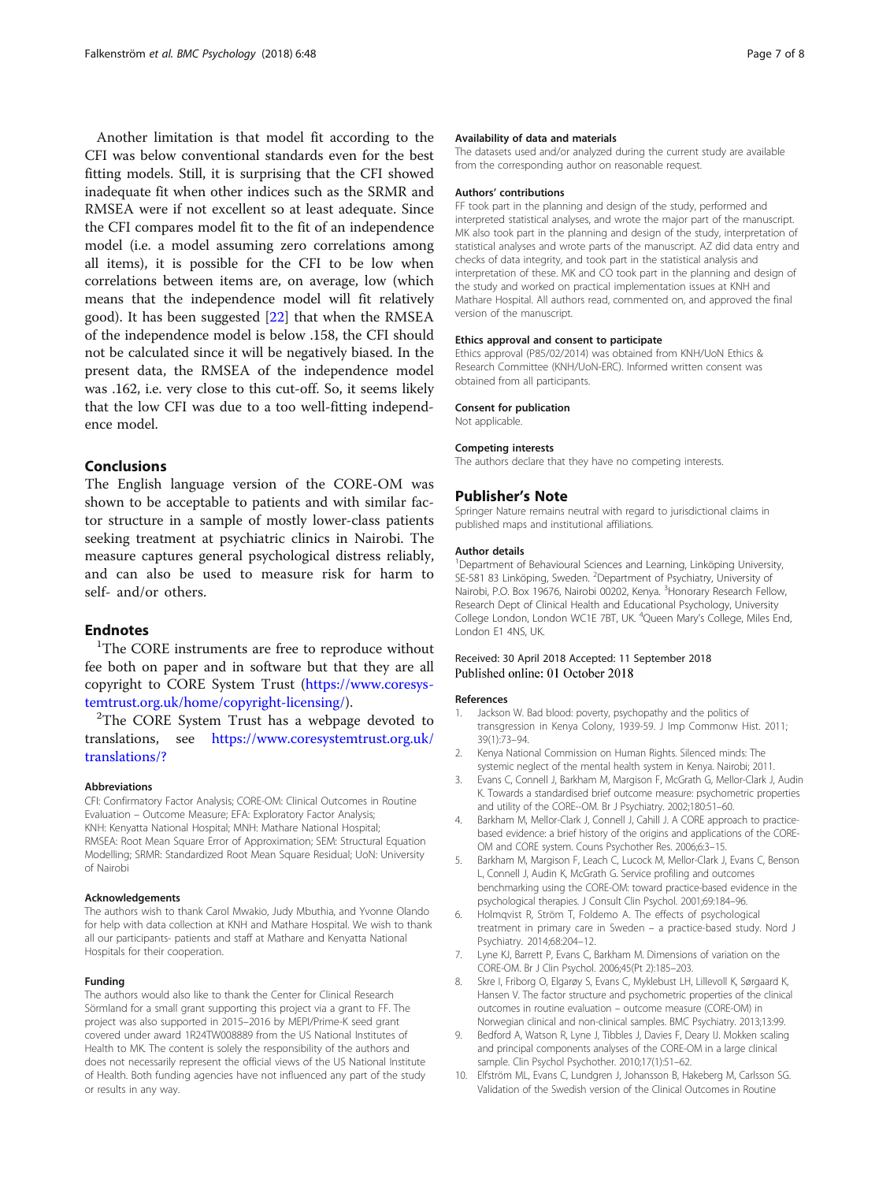Another limitation is that model fit according to the CFI was below conventional standards even for the best fitting models. Still, it is surprising that the CFI showed inadequate fit when other indices such as the SRMR and RMSEA were if not excellent so at least adequate. Since the CFI compares model fit to the fit of an independence model (i.e. a model assuming zero correlations among all items), it is possible for the CFI to be low when correlations between items are, on average, low (which means that the independence model will fit relatively good). It has been suggested [22] that when the RMSEA of the independence model is below .158, the CFI should not be calculated since it will be negatively biased. In the present data, the RMSEA of the independence model was .162, i.e. very close to this cut-off. So, it seems likely that the low CFI was due to a too well-fitting independence model.

## Conclusions

The English language version of the CORE-OM was shown to be acceptable to patients and with similar factor structure in a sample of mostly lower-class patients seeking treatment at psychiatric clinics in Nairobi. The measure captures general psychological distress reliably, and can also be used to measure risk for harm to self- and/or others.

## Endnotes

[1]The CORE instruments are free to reproduce without fee both on paper and in software but that they are all copyright to CORE System Trust (https://www.coresystemtrust.org.uk/home/copyright-licensing/).

[2]The CORE System Trust has a webpage devoted to translations, see https://www.coresystemtrust.org.uk/translations/?

#### Abbreviations

CFI: Confirmatory Factor Analysis; CORE-OM: Clinical Outcomes in Routine Evaluation – Outcome Measure; EFA: Exploratory Factor Analysis; KNH: Kenyatta National Hospital; MNH: Mathare National Hospital; RMSEA: Root Mean Square Error of Approximation; SEM: Structural Equation Modelling; SRMR: Standardized Root Mean Square Residual; UoN: University of Nairobi

#### Acknowledgements

The authors wish to thank Carol Mwakio, Judy Mbuthia, and Yvonne Olando for help with data collection at KNH and Mathare Hospital. We wish to thank all our participants- patients and staff at Mathare and Kenyatta National Hospitals for their cooperation.

#### Funding

The authors would also like to thank the Center for Clinical Research Sörmland for a small grant supporting this project via a grant to FF. The project was also supported in 2015–2016 by MEPI/Prime-K seed grant covered under award 1R24TW008889 from the US National Institutes of Health to MK. The content is solely the responsibility of the authors and does not necessarily represent the official views of the US National Institute of Health. Both funding agencies have not influenced any part of the study or results in any way.

#### Availability of data and materials

The datasets used and/or analyzed during the current study are available from the corresponding author on reasonable request.

#### Authors' contributions

FF took part in the planning and design of the study, performed and interpreted statistical analyses, and wrote the major part of the manuscript. MK also took part in the planning and design of the study, interpretation of statistical analyses and wrote parts of the manuscript. AZ did data entry and checks of data integrity, and took part in the statistical analysis and interpretation of these. MK and CO took part in the planning and design of the study and worked on practical implementation issues at KNH and Mathare Hospital. All authors read, commented on, and approved the final version of the manuscript.

#### Ethics approval and consent to participate

Ethics approval (P85/02/2014) was obtained from KNH/UoN Ethics & Research Committee (KNH/UoN-ERC). Informed written consent was obtained from all participants.

#### Consent for publication

Not applicable.

#### Competing interests

The authors declare that they have no competing interests.

## Publisher's Note

Springer Nature remains neutral with regard to jurisdictional claims in published maps and institutional affiliations.

#### Author details

[1]Department of Behavioural Sciences and Learning, Linköping University, SE-581 83 Linköping, Sweden. [2]Department of Psychiatry, University of Nairobi, P.O. Box 19676, Nairobi 00202, Kenya. [3]Honorary Research Fellow, Research Dept of Clinical Health and Educational Psychology, University College London, London WC1E 7BT, UK. [4]Queen Mary's College, Miles End, London E1 4NS, UK.

Received: 30 April 2018 Accepted: 11 September 2018
Published online: 01 October 2018

#### References

1. Jackson W. Bad blood: poverty, psychopathy and the politics of transgression in Kenya Colony, 1939-59. J Imp Commonw Hist. 2011; 39(1):73–94.
2. Kenya National Commission on Human Rights. Silenced minds: The systemic neglect of the mental health system in Kenya. Nairobi; 2011.
3. Evans C, Connell J, Barkham M, Margison F, McGrath G, Mellor-Clark J, Audin K. Towards a standardised brief outcome measure: psychometric properties and utility of the CORE--OM. Br J Psychiatry. 2002;180:51–60.
4. Barkham M, Mellor-Clark J, Connell J, Cahill J. A CORE approach to practice-based evidence: a brief history of the origins and applications of the CORE-OM and CORE system. Couns Psychother Res. 2006;6:3–15.
5. Barkham M, Margison F, Leach C, Lucock M, Mellor-Clark J, Evans C, Benson L, Connell J, Audin K, McGrath G. Service profiling and outcomes benchmarking using the CORE-OM: toward practice-based evidence in the psychological therapies. J Consult Clin Psychol. 2001;69:184–96.
6. Holmqvist R, Ström T, Foldemo A. The effects of psychological treatment in primary care in Sweden – a practice-based study. Nord J Psychiatry. 2014;68:204–12.
7. Lyne KJ, Barrett P, Evans C, Barkham M. Dimensions of variation on the CORE-OM. Br J Clin Psychol. 2006;45(Pt 2):185–203.
8. Skre I, Friborg O, Elgarøy S, Evans C, Myklebust LH, Lillevoll K, Sørgaard K, Hansen V. The factor structure and psychometric properties of the clinical outcomes in routine evaluation – outcome measure (CORE-OM) in Norwegian clinical and non-clinical samples. BMC Psychiatry. 2013;13:99.
9. Bedford A, Watson R, Lyne J, Tibbles J, Davies F, Deary IJ. Mokken scaling and principal components analyses of the CORE-OM in a large clinical sample. Clin Psychol Psychother. 2010;17(1):51–62.
10. Elfström ML, Evans C, Lundgren J, Johansson B, Hakeberg M, Carlsson SG. Validation of the Swedish version of the Clinical Outcomes in Routine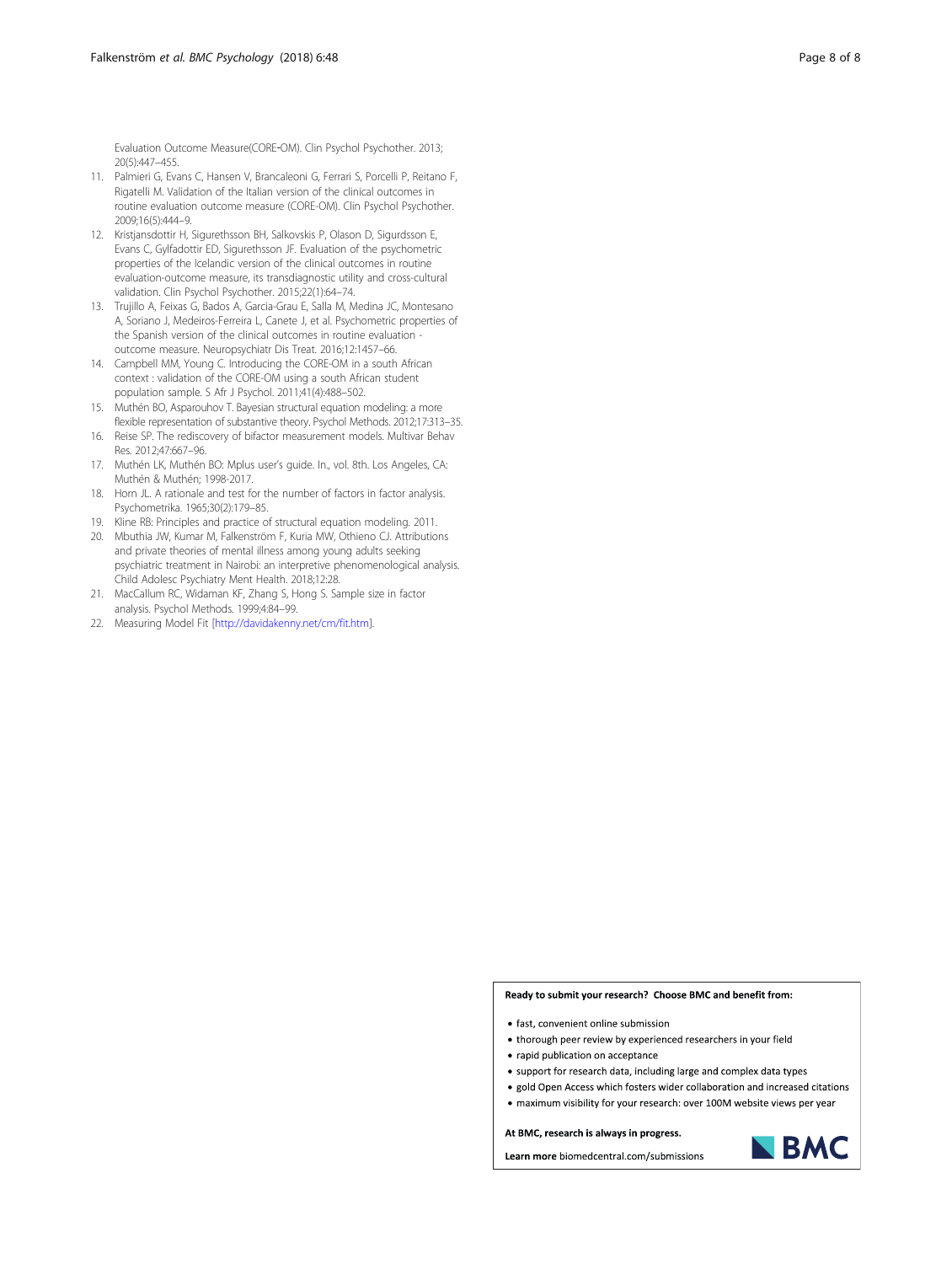Evaluation Outcome Measure(CORE-OM). Clin Psychol Psychother. 2013; 20(5):447–455.

11. Palmieri G, Evans C, Hansen V, Brancaleoni G, Ferrari S, Porcelli P, Reitano F, Rigatelli M. Validation of the Italian version of the clinical outcomes in routine evaluation outcome measure (CORE-OM). Clin Psychol Psychother. 2009;16(5):444–9.
12. Kristjansdottir H, Sigurethsson BH, Salkovskis P, Olason D, Sigurdsson E, Evans C, Gylfadottir ED, Sigurethsson JF. Evaluation of the psychometric properties of the Icelandic version of the clinical outcomes in routine evaluation-outcome measure, its transdiagnostic utility and cross-cultural validation. Clin Psychol Psychother. 2015;22(1):64–74.
13. Trujillo A, Feixas G, Bados A, Garcia-Grau E, Salla M, Medina JC, Montesano A, Soriano J, Medeiros-Ferreira L, Canete J, et al. Psychometric properties of the Spanish version of the clinical outcomes in routine evaluation - outcome measure. Neuropsychiatr Dis Treat. 2016;12:1457–66.
14. Campbell MM, Young C. Introducing the CORE-OM in a south African context : validation of the CORE-OM using a south African student population sample. S Afr J Psychol. 2011;41(4):488–502.
15. Muthén BO, Asparouhov T. Bayesian structural equation modeling: a more flexible representation of substantive theory. Psychol Methods. 2012;17:313–35.
16. Reise SP. The rediscovery of bifactor measurement models. Multivar Behav Res. 2012;47:667–96.
17. Muthén LK, Muthén BO: Mplus user's guide. In., vol. 8th. Los Angeles, CA: Muthén & Muthén; 1998-2017.
18. Horn JL. A rationale and test for the number of factors in factor analysis. Psychometrika. 1965;30(2):179–85.
19. Kline RB: Principles and practice of structural equation modeling. 2011.
20. Mbuthia JW, Kumar M, Falkenström F, Kuria MW, Othieno CJ. Attributions and private theories of mental illness among young adults seeking psychiatric treatment in Nairobi: an interpretive phenomenological analysis. Child Adolesc Psychiatry Ment Health. 2018;12:28.
21. MacCallum RC, Widaman KF, Zhang S, Hong S. Sample size in factor analysis. Psychol Methods. 1999;4:84–99.
22. Measuring Model Fit [http://davidakenny.net/cm/fit.htm].

**Ready to submit your research? Choose BMC and benefit from:**

- fast, convenient online submission
- thorough peer review by experienced researchers in your field
- rapid publication on acceptance
- support for research data, including large and complex data types
- gold Open Access which fosters wider collaboration and increased citations
- maximum visibility for your research: over 100M website views per year

**At BMC, research is always in progress.**

**Learn more** biomedcentral.com/submissions

BMC